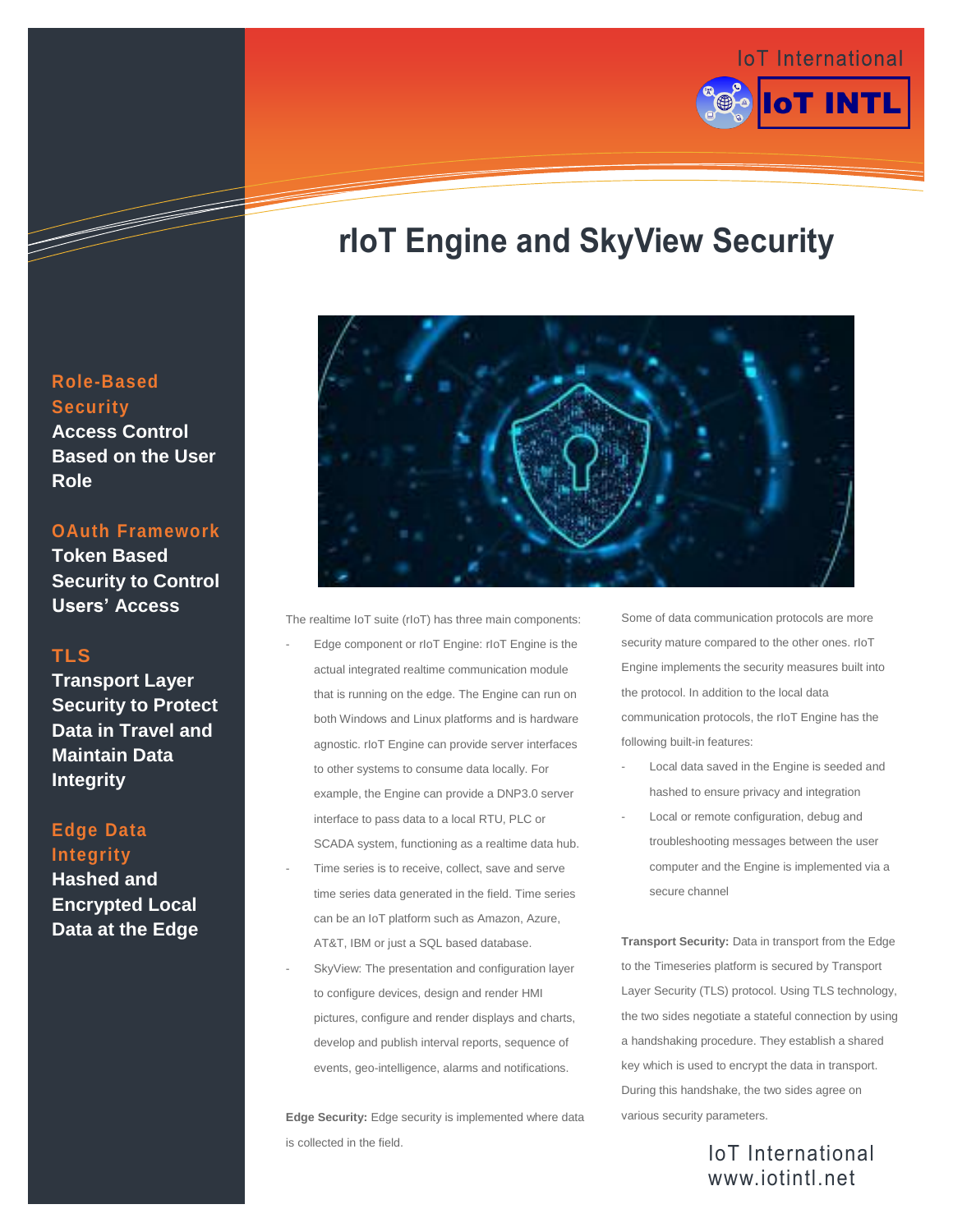IoT International

IoT INTL

# rIoT Engine and SkyView Security

**Role-Based Security**
**Access Control Based on the User Role**

**OAuth Framework**
**Token Based Security to Control Users' Access**

**TLS**
**Transport Layer Security to Protect Data in Travel and Maintain Data Integrity**

**Edge Data Integrity**
**Hashed and Encrypted Local Data at the Edge**

The realtime IoT suite (rIoT) has three main components:

- Edge component or rIoT Engine: rIoT Engine is the actual integrated realtime communication module that is running on the edge. The Engine can run on both Windows and Linux platforms and is hardware agnostic. rIoT Engine can provide server interfaces to other systems to consume data locally. For example, the Engine can provide a DNP3.0 server interface to pass data to a local RTU, PLC or SCADA system, functioning as a realtime data hub.
- Time series is to receive, collect, save and serve time series data generated in the field. Time series can be an IoT platform such as Amazon, Azure, AT&T, IBM or just a SQL based database.
- SkyView: The presentation and configuration layer to configure devices, design and render HMI pictures, configure and render displays and charts, develop and publish interval reports, sequence of events, geo-intelligence, alarms and notifications.

**Edge Security:** Edge security is implemented where data is collected in the field.

Some of data communication protocols are more security mature compared to the other ones. rIoT Engine implements the security measures built into the protocol. In addition to the local data communication protocols, the rIoT Engine has the following built-in features:

- Local data saved in the Engine is seeded and hashed to ensure privacy and integration
- Local or remote configuration, debug and troubleshooting messages between the user computer and the Engine is implemented via a secure channel

**Transport Security:** Data in transport from the Edge to the Timeseries platform is secured by Transport Layer Security (TLS) protocol. Using TLS technology, the two sides negotiate a stateful connection by using a handshaking procedure. They establish a shared key which is used to encrypt the data in transport. During this handshake, the two sides agree on various security parameters.

IoT International
www.iotintl.net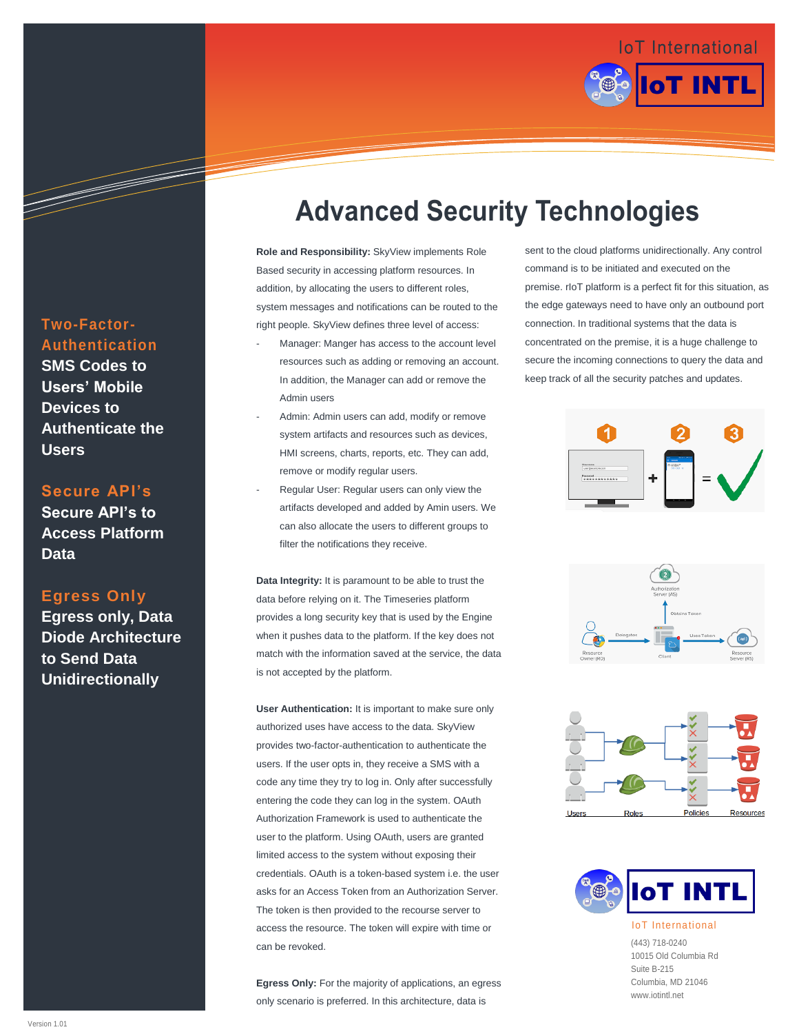IoT International

IoT INTL

# Advanced Security Technologies

**Two-Factor-Authentication**
**SMS Codes to Users' Mobile Devices to Authenticate the Users**

**Secure API's**
**Secure API's to Access Platform Data**

**Egress Only**
**Egress only, Data Diode Architecture to Send Data Unidirectionally**

**Role and Responsibility:** SkyView implements Role Based security in accessing platform resources. In addition, by allocating the users to different roles, system messages and notifications can be routed to the right people. SkyView defines three level of access:

- Manager: Manger has access to the account level resources such as adding or removing an account. In addition, the Manager can add or remove the Admin users
- Admin: Admin users can add, modify or remove system artifacts and resources such as devices, HMI screens, charts, reports, etc. They can add, remove or modify regular users.
- Regular User: Regular users can only view the artifacts developed and added by Amin users. We can also allocate the users to different groups to filter the notifications they receive.

**Data Integrity:** It is paramount to be able to trust the data before relying on it. The Timeseries platform provides a long security key that is used by the Engine when it pushes data to the platform. If the key does not match with the information saved at the service, the data is not accepted by the platform.

**User Authentication:** It is important to make sure only authorized uses have access to the data. SkyView provides two-factor-authentication to authenticate the users. If the user opts in, they receive a SMS with a code any time they try to log in. Only after successfully entering the code they can log in the system. OAuth Authorization Framework is used to authenticate the user to the platform. Using OAuth, users are granted limited access to the system without exposing their credentials. OAuth is a token-based system i.e. the user asks for an Access Token from an Authorization Server. The token is then provided to the recourse server to access the resource. The token will expire with time or can be revoked.

**Egress Only:** For the majority of applications, an egress only scenario is preferred. In this architecture, data is sent to the cloud platforms unidirectionally. Any control command is to be initiated and executed on the premise. rIoT platform is a perfect fit for this situation, as the edge gateways need to have only an outbound port connection. In traditional systems that the data is concentrated on the premise, it is a huge challenge to secure the incoming connections to query the data and keep track of all the security patches and updates.

1 2 3
+ =

Authorization Server (AS)
Obtains Token
Delegates
Uses Token
Resource Owner (RO)
Client
Resource Server (RS)

Users
Roles
Policies
Resources

IoT INTL

IoT International
(443) 718-0240
10015 Old Columbia Rd
Suite B-215
Columbia, MD 21046
www.iotintl.net

Version 1.01